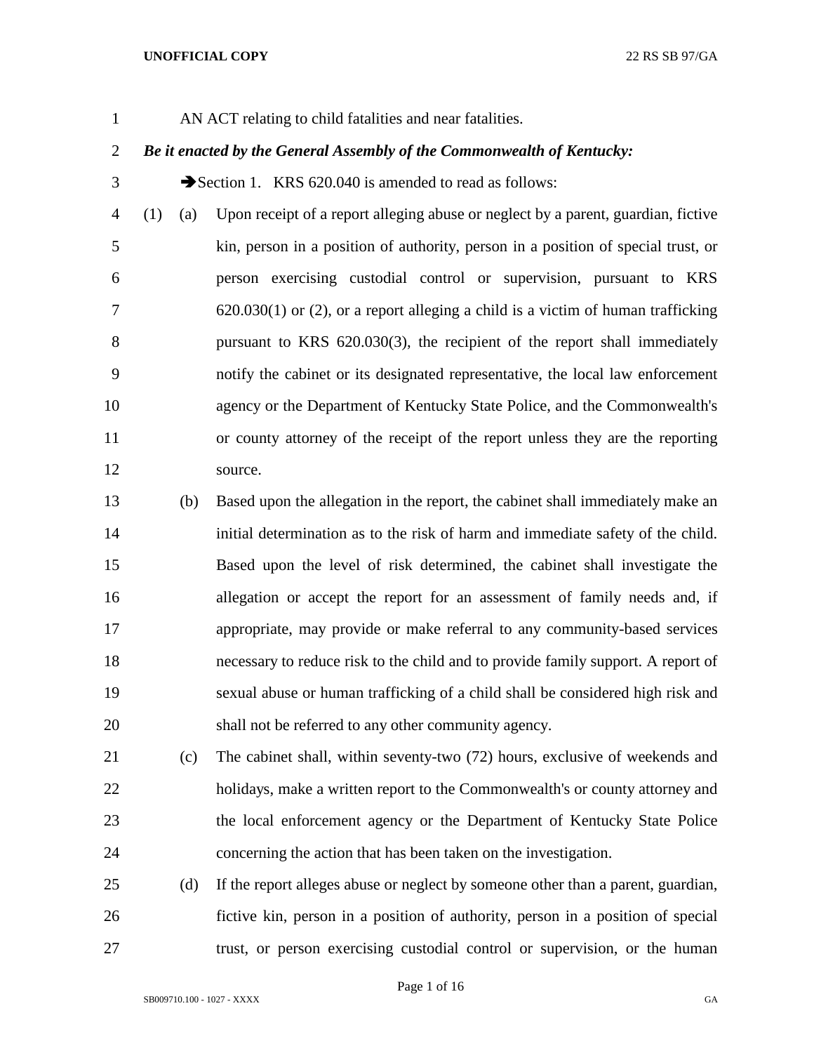AN ACT relating to child fatalities and near fatalities.

***Be it enacted by the General Assembly of the Commonwealth of Kentucky:***

➔Section 1. KRS 620.040 is amended to read as follows:

(1) (a) Upon receipt of a report alleging abuse or neglect by a parent, guardian, fictive kin, person in a position of authority, person in a position of special trust, or person exercising custodial control or supervision, pursuant to KRS 620.030(1) or (2), or a report alleging a child is a victim of human trafficking pursuant to KRS 620.030(3), the recipient of the report shall immediately notify the cabinet or its designated representative, the local law enforcement agency or the Department of Kentucky State Police, and the Commonwealth's or county attorney of the receipt of the report unless they are the reporting source.

(b) Based upon the allegation in the report, the cabinet shall immediately make an initial determination as to the risk of harm and immediate safety of the child. Based upon the level of risk determined, the cabinet shall investigate the allegation or accept the report for an assessment of family needs and, if appropriate, may provide or make referral to any community-based services necessary to reduce risk to the child and to provide family support. A report of sexual abuse or human trafficking of a child shall be considered high risk and shall not be referred to any other community agency.

(c) The cabinet shall, within seventy-two (72) hours, exclusive of weekends and holidays, make a written report to the Commonwealth's or county attorney and the local enforcement agency or the Department of Kentucky State Police concerning the action that has been taken on the investigation.

(d) If the report alleges abuse or neglect by someone other than a parent, guardian, fictive kin, person in a position of authority, person in a position of special trust, or person exercising custodial control or supervision, or the human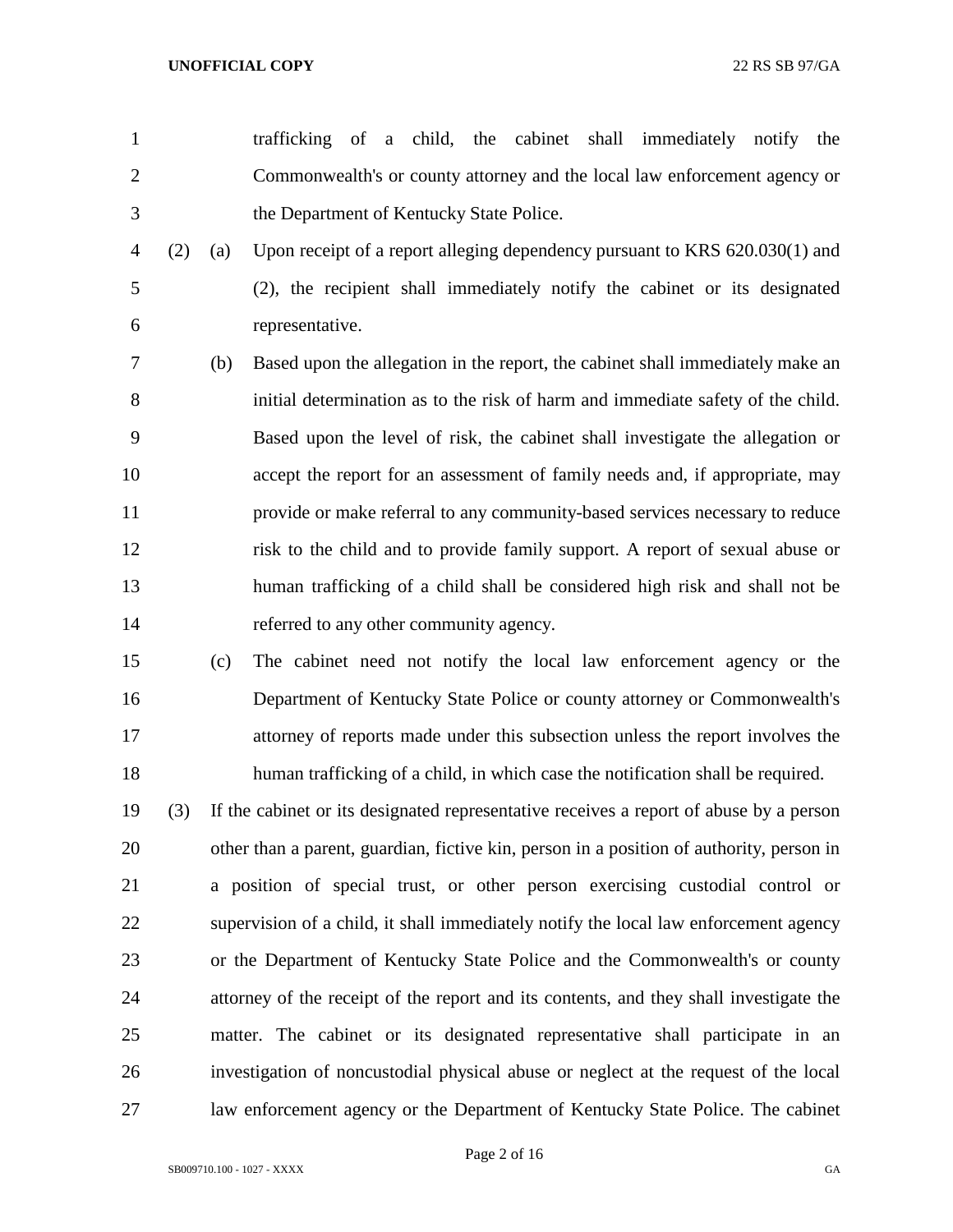trafficking of a child, the cabinet shall immediately notify the Commonwealth's or county attorney and the local law enforcement agency or the Department of Kentucky State Police.

(2) (a) Upon receipt of a report alleging dependency pursuant to KRS 620.030(1) and (2), the recipient shall immediately notify the cabinet or its designated representative.

(b) Based upon the allegation in the report, the cabinet shall immediately make an initial determination as to the risk of harm and immediate safety of the child. Based upon the level of risk, the cabinet shall investigate the allegation or accept the report for an assessment of family needs and, if appropriate, may provide or make referral to any community-based services necessary to reduce risk to the child and to provide family support. A report of sexual abuse or human trafficking of a child shall be considered high risk and shall not be referred to any other community agency.

(c) The cabinet need not notify the local law enforcement agency or the Department of Kentucky State Police or county attorney or Commonwealth's attorney of reports made under this subsection unless the report involves the human trafficking of a child, in which case the notification shall be required.

(3) If the cabinet or its designated representative receives a report of abuse by a person other than a parent, guardian, fictive kin, person in a position of authority, person in a position of special trust, or other person exercising custodial control or supervision of a child, it shall immediately notify the local law enforcement agency or the Department of Kentucky State Police and the Commonwealth's or county attorney of the receipt of the report and its contents, and they shall investigate the matter. The cabinet or its designated representative shall participate in an investigation of noncustodial physical abuse or neglect at the request of the local law enforcement agency or the Department of Kentucky State Police. The cabinet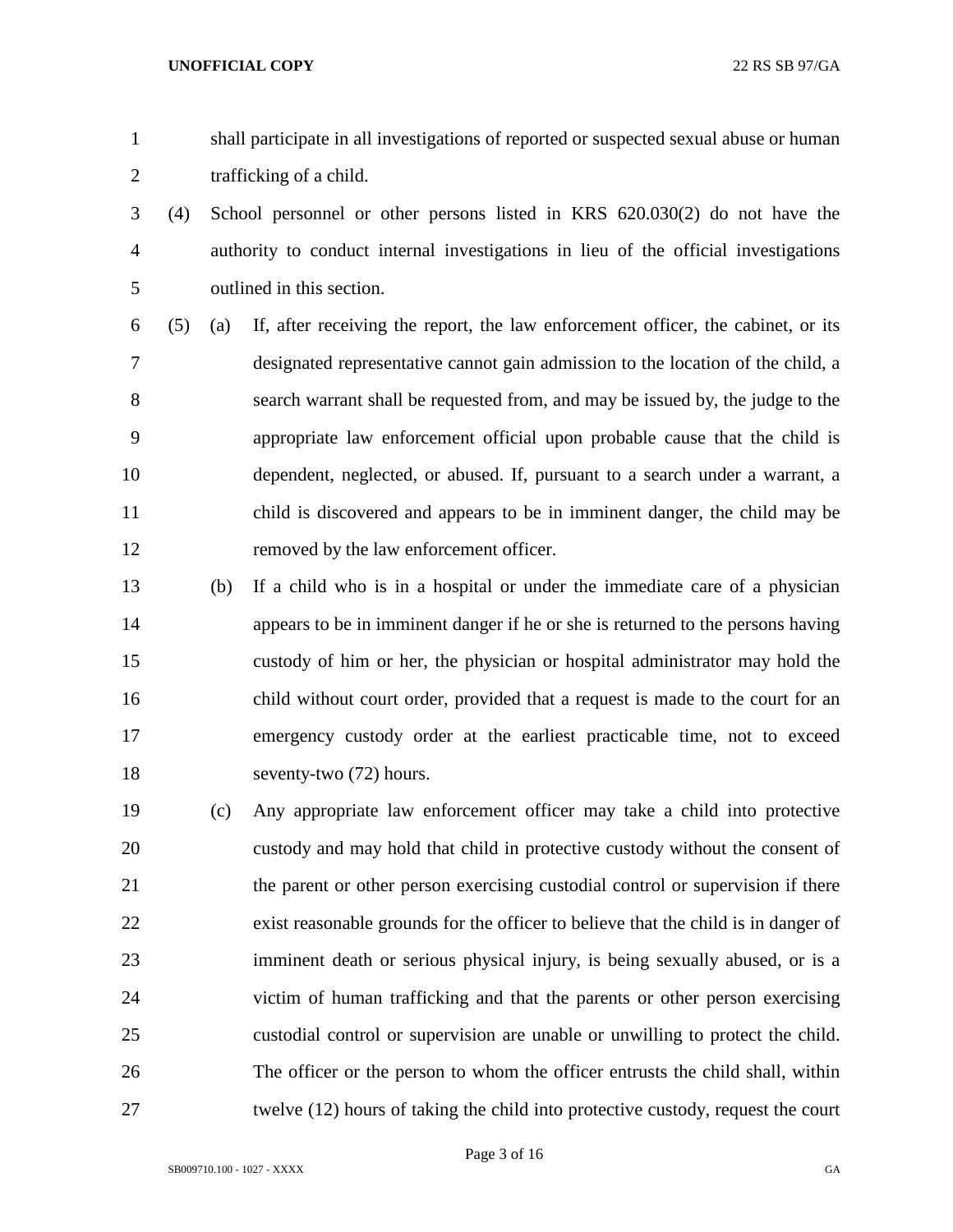shall participate in all investigations of reported or suspected sexual abuse or human trafficking of a child.

(4) School personnel or other persons listed in KRS 620.030(2) do not have the authority to conduct internal investigations in lieu of the official investigations outlined in this section.

(5) (a) If, after receiving the report, the law enforcement officer, the cabinet, or its designated representative cannot gain admission to the location of the child, a search warrant shall be requested from, and may be issued by, the judge to the appropriate law enforcement official upon probable cause that the child is dependent, neglected, or abused. If, pursuant to a search under a warrant, a child is discovered and appears to be in imminent danger, the child may be removed by the law enforcement officer.

(b) If a child who is in a hospital or under the immediate care of a physician appears to be in imminent danger if he or she is returned to the persons having custody of him or her, the physician or hospital administrator may hold the child without court order, provided that a request is made to the court for an emergency custody order at the earliest practicable time, not to exceed seventy-two (72) hours.

(c) Any appropriate law enforcement officer may take a child into protective custody and may hold that child in protective custody without the consent of the parent or other person exercising custodial control or supervision if there exist reasonable grounds for the officer to believe that the child is in danger of imminent death or serious physical injury, is being sexually abused, or is a victim of human trafficking and that the parents or other person exercising custodial control or supervision are unable or unwilling to protect the child. The officer or the person to whom the officer entrusts the child shall, within twelve (12) hours of taking the child into protective custody, request the court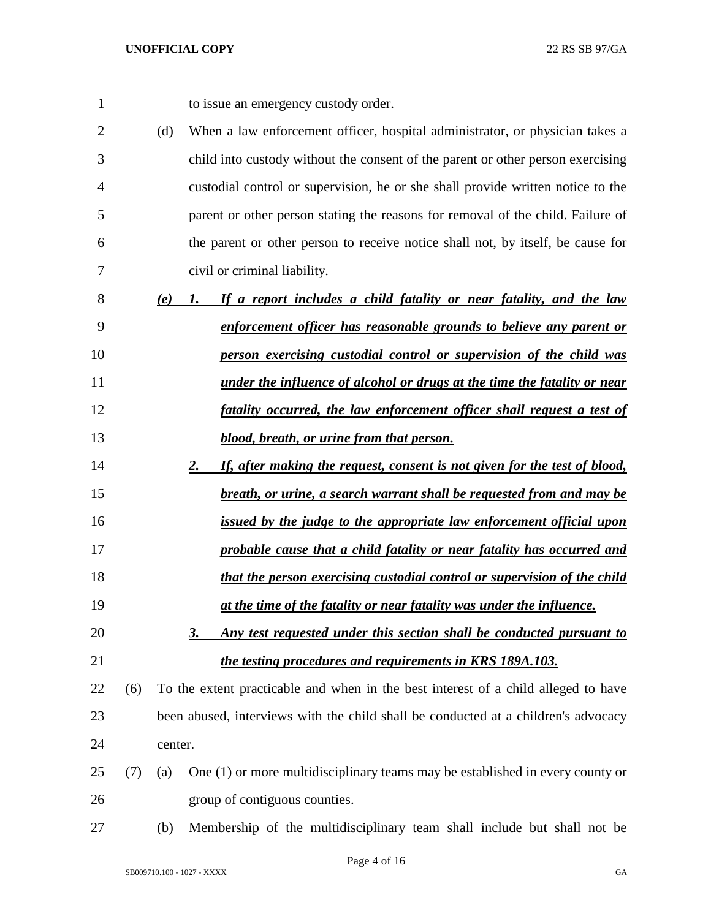to issue an emergency custody order.

(d) When a law enforcement officer, hospital administrator, or physician takes a child into custody without the consent of the parent or other person exercising custodial control or supervision, he or she shall provide written notice to the parent or other person stating the reasons for removal of the child. Failure of the parent or other person to receive notice shall not, by itself, be cause for civil or criminal liability.

***(e) 1. If a report includes a child fatality or near fatality, and the law enforcement officer has reasonable grounds to believe any parent or person exercising custodial control or supervision of the child was under the influence of alcohol or drugs at the time the fatality or near fatality occurred, the law enforcement officer shall request a test of blood, breath, or urine from that person.***

***2. If, after making the request, consent is not given for the test of blood, breath, or urine, a search warrant shall be requested from and may be issued by the judge to the appropriate law enforcement official upon probable cause that a child fatality or near fatality has occurred and that the person exercising custodial control or supervision of the child at the time of the fatality or near fatality was under the influence.***

***3. Any test requested under this section shall be conducted pursuant to the testing procedures and requirements in KRS 189A.103.***

(6) To the extent practicable and when in the best interest of a child alleged to have been abused, interviews with the child shall be conducted at a children's advocacy center.

(7) (a) One (1) or more multidisciplinary teams may be established in every county or group of contiguous counties.

(b) Membership of the multidisciplinary team shall include but shall not be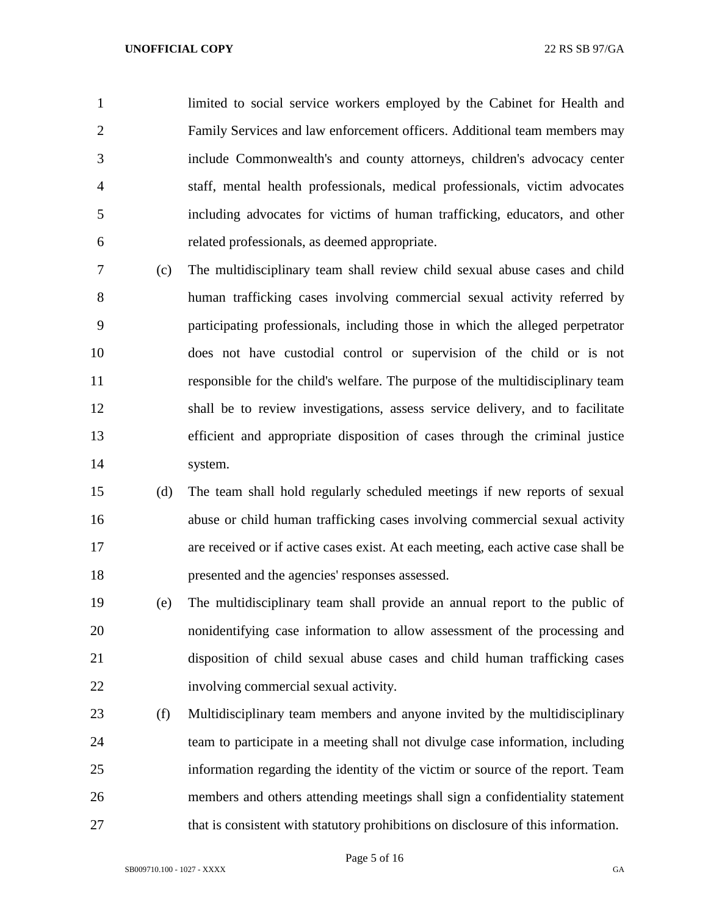limited to social service workers employed by the Cabinet for Health and Family Services and law enforcement officers. Additional team members may include Commonwealth's and county attorneys, children's advocacy center staff, mental health professionals, medical professionals, victim advocates including advocates for victims of human trafficking, educators, and other related professionals, as deemed appropriate.

(c) The multidisciplinary team shall review child sexual abuse cases and child human trafficking cases involving commercial sexual activity referred by participating professionals, including those in which the alleged perpetrator does not have custodial control or supervision of the child or is not responsible for the child's welfare. The purpose of the multidisciplinary team shall be to review investigations, assess service delivery, and to facilitate efficient and appropriate disposition of cases through the criminal justice system.

(d) The team shall hold regularly scheduled meetings if new reports of sexual abuse or child human trafficking cases involving commercial sexual activity are received or if active cases exist. At each meeting, each active case shall be presented and the agencies' responses assessed.

(e) The multidisciplinary team shall provide an annual report to the public of nonidentifying case information to allow assessment of the processing and disposition of child sexual abuse cases and child human trafficking cases involving commercial sexual activity.

(f) Multidisciplinary team members and anyone invited by the multidisciplinary team to participate in a meeting shall not divulge case information, including information regarding the identity of the victim or source of the report. Team members and others attending meetings shall sign a confidentiality statement that is consistent with statutory prohibitions on disclosure of this information.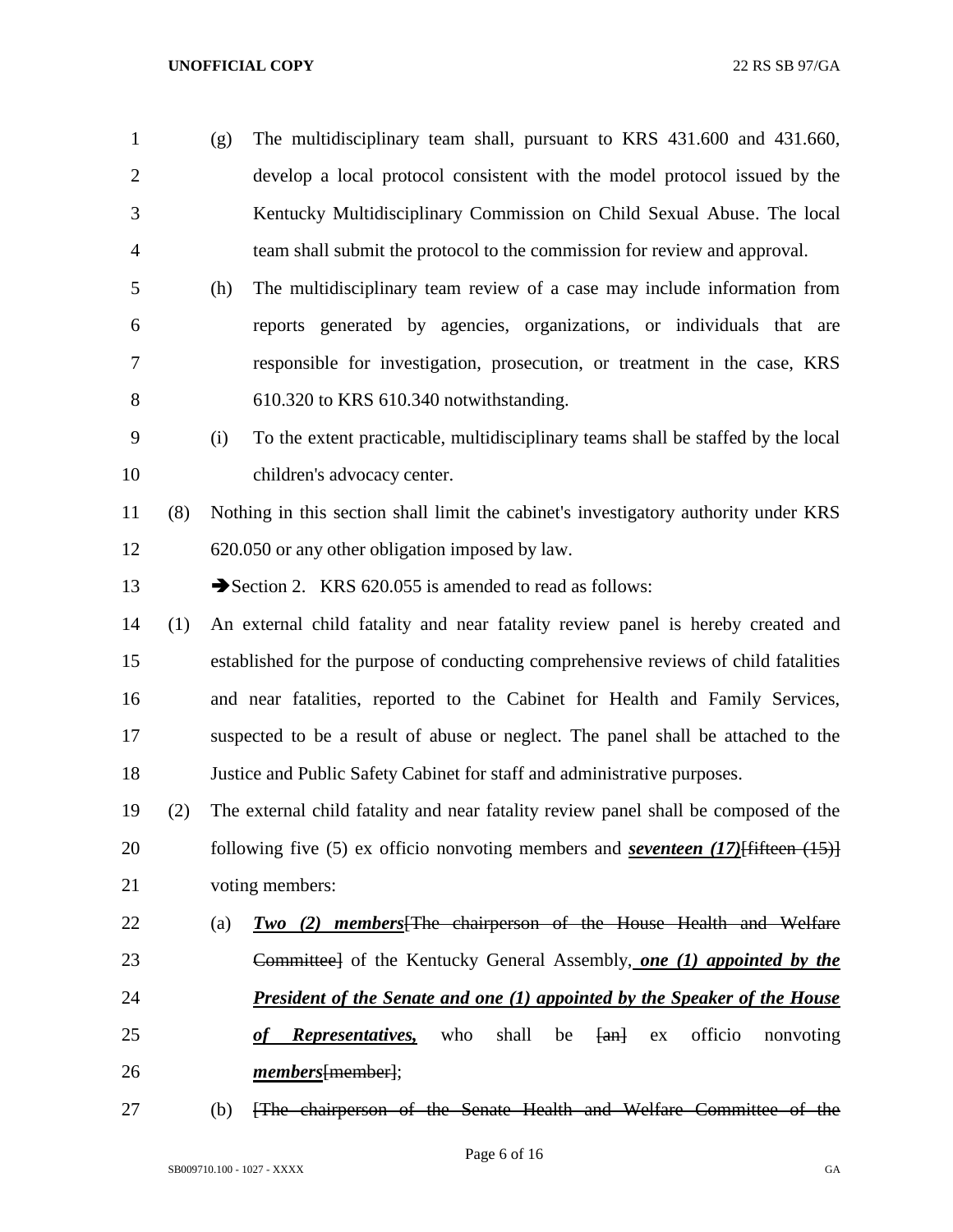(g) The multidisciplinary team shall, pursuant to KRS 431.600 and 431.660, develop a local protocol consistent with the model protocol issued by the Kentucky Multidisciplinary Commission on Child Sexual Abuse. The local team shall submit the protocol to the commission for review and approval.

(h) The multidisciplinary team review of a case may include information from reports generated by agencies, organizations, or individuals that are responsible for investigation, prosecution, or treatment in the case, KRS 610.320 to KRS 610.340 notwithstanding.

(i) To the extent practicable, multidisciplinary teams shall be staffed by the local children's advocacy center.

(8) Nothing in this section shall limit the cabinet's investigatory authority under KRS 620.050 or any other obligation imposed by law.

➔Section 2. KRS 620.055 is amended to read as follows:

(1) An external child fatality and near fatality review panel is hereby created and established for the purpose of conducting comprehensive reviews of child fatalities and near fatalities, reported to the Cabinet for Health and Family Services, suspected to be a result of abuse or neglect. The panel shall be attached to the Justice and Public Safety Cabinet for staff and administrative purposes.

(2) The external child fatality and near fatality review panel shall be composed of the following five (5) ex officio nonvoting members and ***seventeen (17)***~~[fifteen (15)]~~ voting members:

(a) ***Two (2) members***~~[The chairperson of the House Health and Welfare Committee]~~ of the Kentucky General Assembly, ***one (1) appointed by the President of the Senate and one (1) appointed by the Speaker of the House of Representatives,*** who shall be ~~[an]~~ ex officio nonvoting ***members***~~[member]~~;

(b) ~~[The chairperson of the Senate Health and Welfare Committee of the~~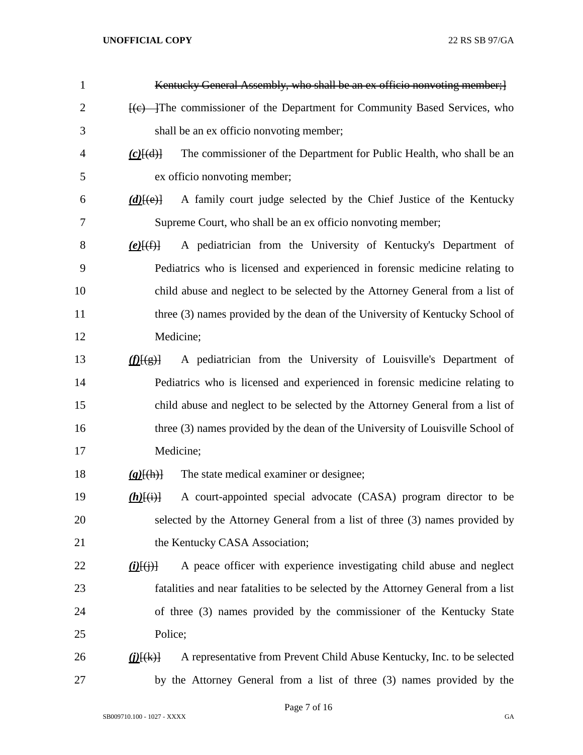~~Kentucky General Assembly, who shall be an ex officio nonvoting member;]~~

~~[(c) ]~~The commissioner of the Department for Community Based Services, who shall be an ex officio nonvoting member;

***(c)***~~[(d)]~~ The commissioner of the Department for Public Health, who shall be an ex officio nonvoting member;

***(d)***~~[(e)]~~ A family court judge selected by the Chief Justice of the Kentucky Supreme Court, who shall be an ex officio nonvoting member;

***(e)***~~[(f)]~~ A pediatrician from the University of Kentucky's Department of Pediatrics who is licensed and experienced in forensic medicine relating to child abuse and neglect to be selected by the Attorney General from a list of three (3) names provided by the dean of the University of Kentucky School of Medicine;

***(f)***~~[(g)]~~ A pediatrician from the University of Louisville's Department of Pediatrics who is licensed and experienced in forensic medicine relating to child abuse and neglect to be selected by the Attorney General from a list of three (3) names provided by the dean of the University of Louisville School of Medicine;

***(g)***~~[(h)]~~ The state medical examiner or designee;

***(h)***~~[(i)]~~ A court-appointed special advocate (CASA) program director to be selected by the Attorney General from a list of three (3) names provided by the Kentucky CASA Association;

***(i)***~~[(j)]~~ A peace officer with experience investigating child abuse and neglect fatalities and near fatalities to be selected by the Attorney General from a list of three (3) names provided by the commissioner of the Kentucky State Police;

***(j)***~~[(k)]~~ A representative from Prevent Child Abuse Kentucky, Inc. to be selected by the Attorney General from a list of three (3) names provided by the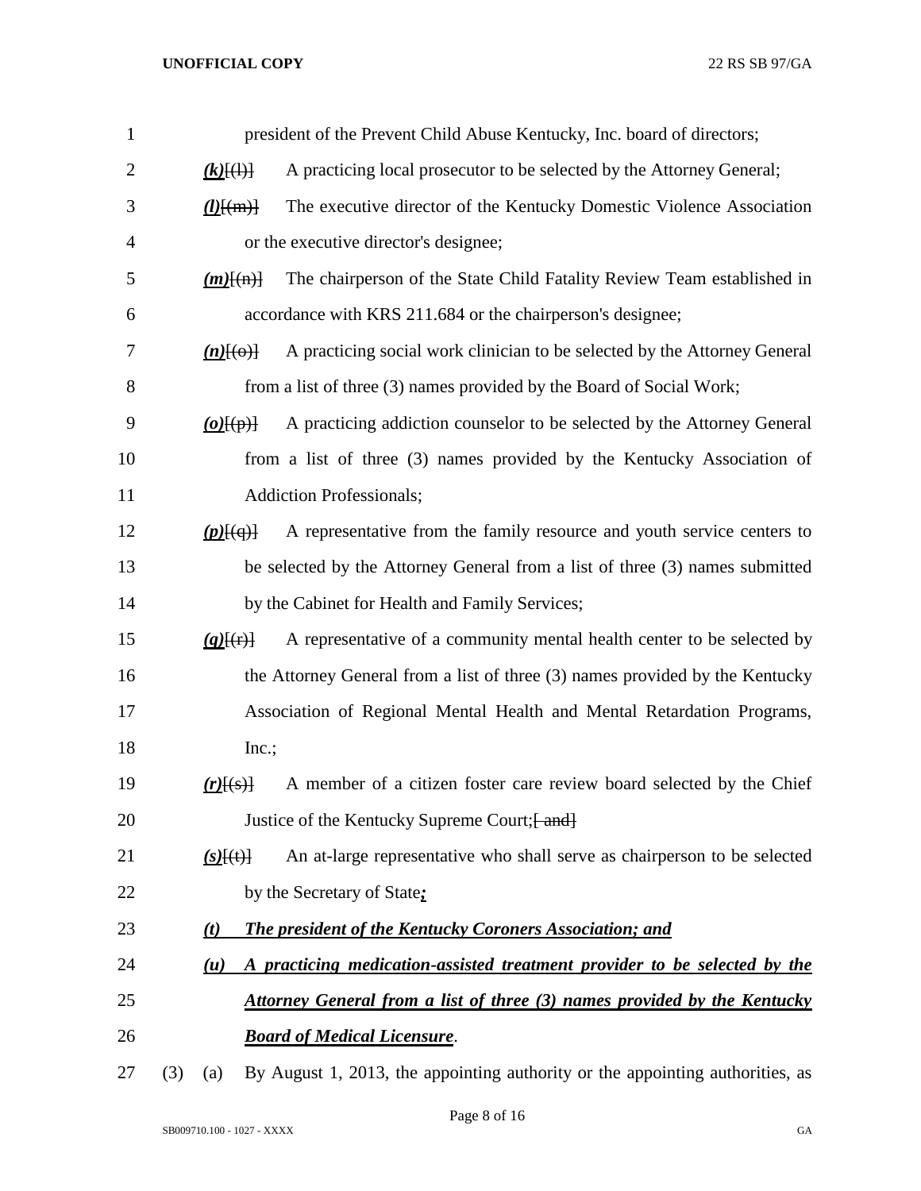president of the Prevent Child Abuse Kentucky, Inc. board of directors;

***(k)***[(l)] A practicing local prosecutor to be selected by the Attorney General;

***(l)***[(m)] The executive director of the Kentucky Domestic Violence Association or the executive director's designee;

***(m)***[(n)] The chairperson of the State Child Fatality Review Team established in accordance with KRS 211.684 or the chairperson's designee;

***(n)***[(o)] A practicing social work clinician to be selected by the Attorney General from a list of three (3) names provided by the Board of Social Work;

***(o)***[(p)] A practicing addiction counselor to be selected by the Attorney General from a list of three (3) names provided by the Kentucky Association of Addiction Professionals;

***(p)***[(q)] A representative from the family resource and youth service centers to be selected by the Attorney General from a list of three (3) names submitted by the Cabinet for Health and Family Services;

***(q)***[(r)] A representative of a community mental health center to be selected by the Attorney General from a list of three (3) names provided by the Kentucky Association of Regional Mental Health and Mental Retardation Programs, Inc.;

***(r)***[(s)] A member of a citizen foster care review board selected by the Chief Justice of the Kentucky Supreme Court;[ and]

***(s)***[(t)] An at-large representative who shall serve as chairperson to be selected by the Secretary of State***;***

***(t) The president of the Kentucky Coroners Association; and***

***(u) A practicing medication-assisted treatment provider to be selected by the Attorney General from a list of three (3) names provided by the Kentucky Board of Medical Licensure***.

(3) (a) By August 1, 2013, the appointing authority or the appointing authorities, as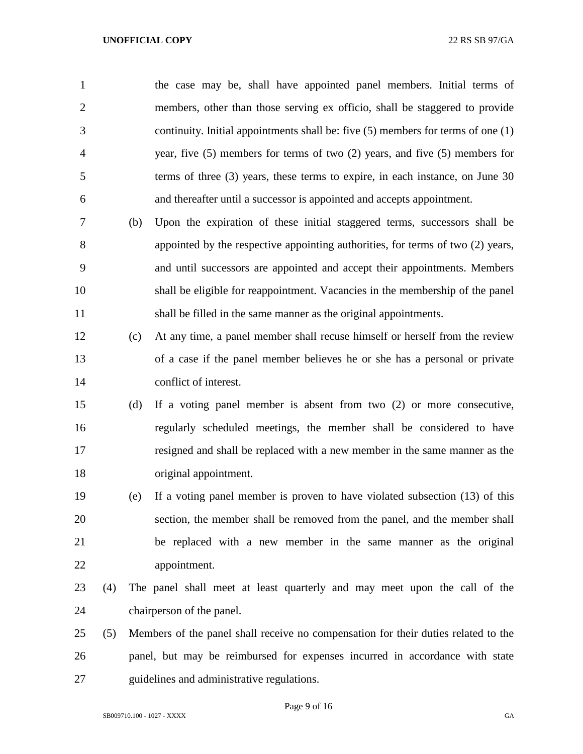the case may be, shall have appointed panel members. Initial terms of members, other than those serving ex officio, shall be staggered to provide continuity. Initial appointments shall be: five (5) members for terms of one (1) year, five (5) members for terms of two (2) years, and five (5) members for terms of three (3) years, these terms to expire, in each instance, on June 30 and thereafter until a successor is appointed and accepts appointment.

(b) Upon the expiration of these initial staggered terms, successors shall be appointed by the respective appointing authorities, for terms of two (2) years, and until successors are appointed and accept their appointments. Members shall be eligible for reappointment. Vacancies in the membership of the panel shall be filled in the same manner as the original appointments.

(c) At any time, a panel member shall recuse himself or herself from the review of a case if the panel member believes he or she has a personal or private conflict of interest.

(d) If a voting panel member is absent from two (2) or more consecutive, regularly scheduled meetings, the member shall be considered to have resigned and shall be replaced with a new member in the same manner as the original appointment.

(e) If a voting panel member is proven to have violated subsection (13) of this section, the member shall be removed from the panel, and the member shall be replaced with a new member in the same manner as the original appointment.

(4) The panel shall meet at least quarterly and may meet upon the call of the chairperson of the panel.

(5) Members of the panel shall receive no compensation for their duties related to the panel, but may be reimbursed for expenses incurred in accordance with state guidelines and administrative regulations.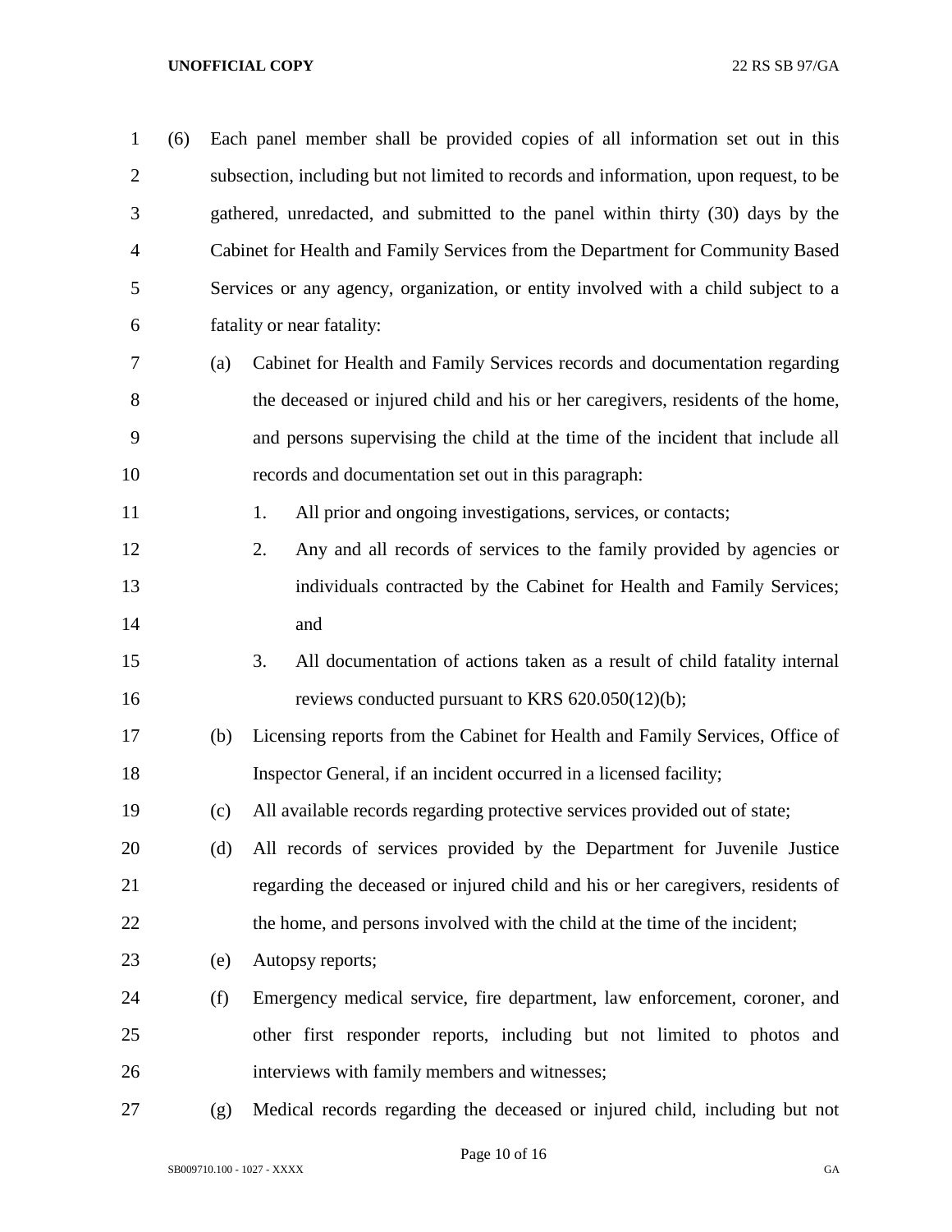(6) Each panel member shall be provided copies of all information set out in this subsection, including but not limited to records and information, upon request, to be gathered, unredacted, and submitted to the panel within thirty (30) days by the Cabinet for Health and Family Services from the Department for Community Based Services or any agency, organization, or entity involved with a child subject to a fatality or near fatality:

(a) Cabinet for Health and Family Services records and documentation regarding the deceased or injured child and his or her caregivers, residents of the home, and persons supervising the child at the time of the incident that include all records and documentation set out in this paragraph:

1. All prior and ongoing investigations, services, or contacts;
2. Any and all records of services to the family provided by agencies or individuals contracted by the Cabinet for Health and Family Services; and
3. All documentation of actions taken as a result of child fatality internal reviews conducted pursuant to KRS 620.050(12)(b);

(b) Licensing reports from the Cabinet for Health and Family Services, Office of Inspector General, if an incident occurred in a licensed facility;

(c) All available records regarding protective services provided out of state;

(d) All records of services provided by the Department for Juvenile Justice regarding the deceased or injured child and his or her caregivers, residents of the home, and persons involved with the child at the time of the incident;

(e) Autopsy reports;

(f) Emergency medical service, fire department, law enforcement, coroner, and other first responder reports, including but not limited to photos and interviews with family members and witnesses;

(g) Medical records regarding the deceased or injured child, including but not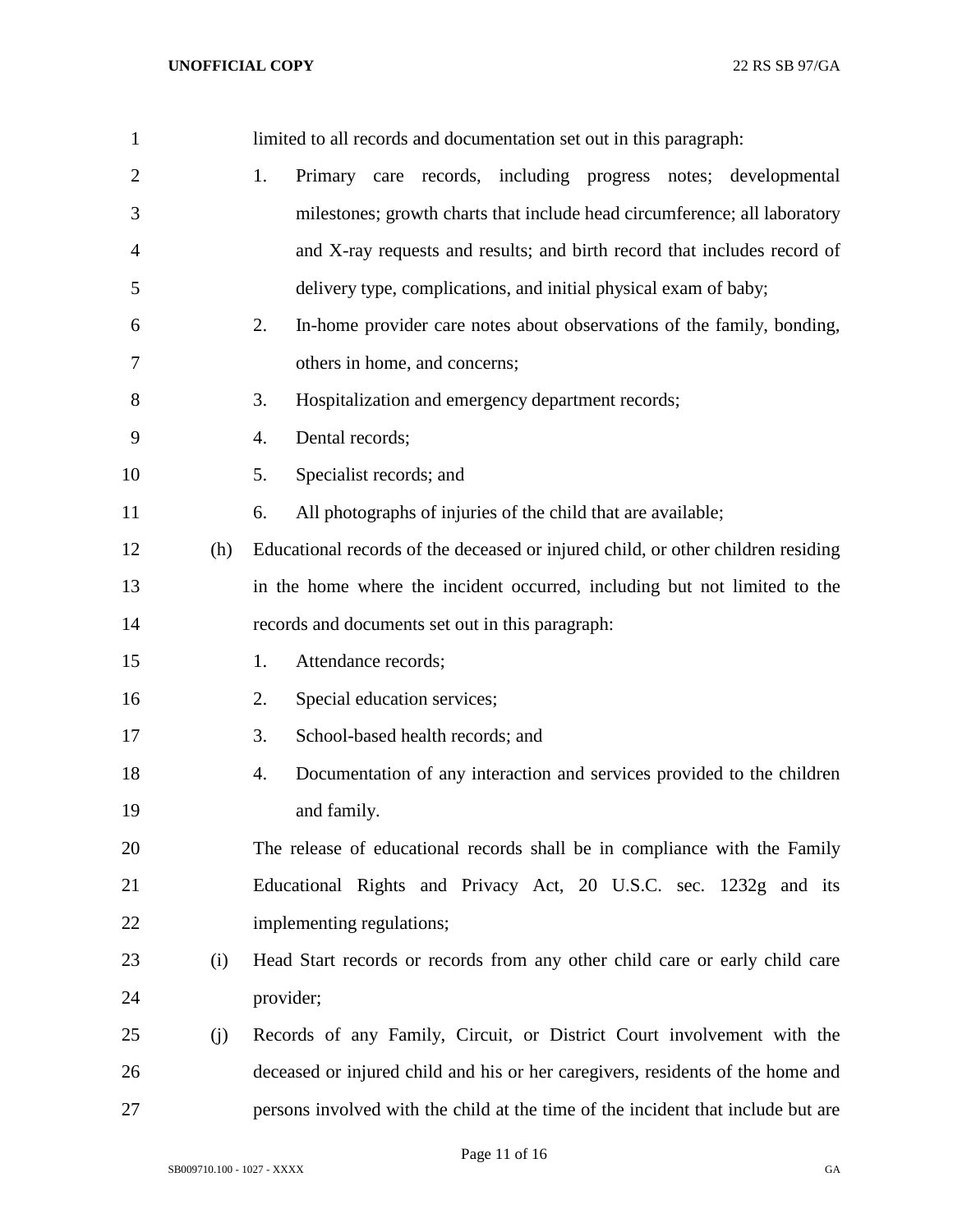limited to all records and documentation set out in this paragraph:

1. Primary care records, including progress notes; developmental milestones; growth charts that include head circumference; all laboratory and X-ray requests and results; and birth record that includes record of delivery type, complications, and initial physical exam of baby;
2. In-home provider care notes about observations of the family, bonding, others in home, and concerns;
3. Hospitalization and emergency department records;
4. Dental records;
5. Specialist records; and
6. All photographs of injuries of the child that are available;

(h) Educational records of the deceased or injured child, or other children residing in the home where the incident occurred, including but not limited to the records and documents set out in this paragraph:

1. Attendance records;
2. Special education services;
3. School-based health records; and
4. Documentation of any interaction and services provided to the children and family.

The release of educational records shall be in compliance with the Family Educational Rights and Privacy Act, 20 U.S.C. sec. 1232g and its implementing regulations;

(i) Head Start records or records from any other child care or early child care provider;

(j) Records of any Family, Circuit, or District Court involvement with the deceased or injured child and his or her caregivers, residents of the home and persons involved with the child at the time of the incident that include but are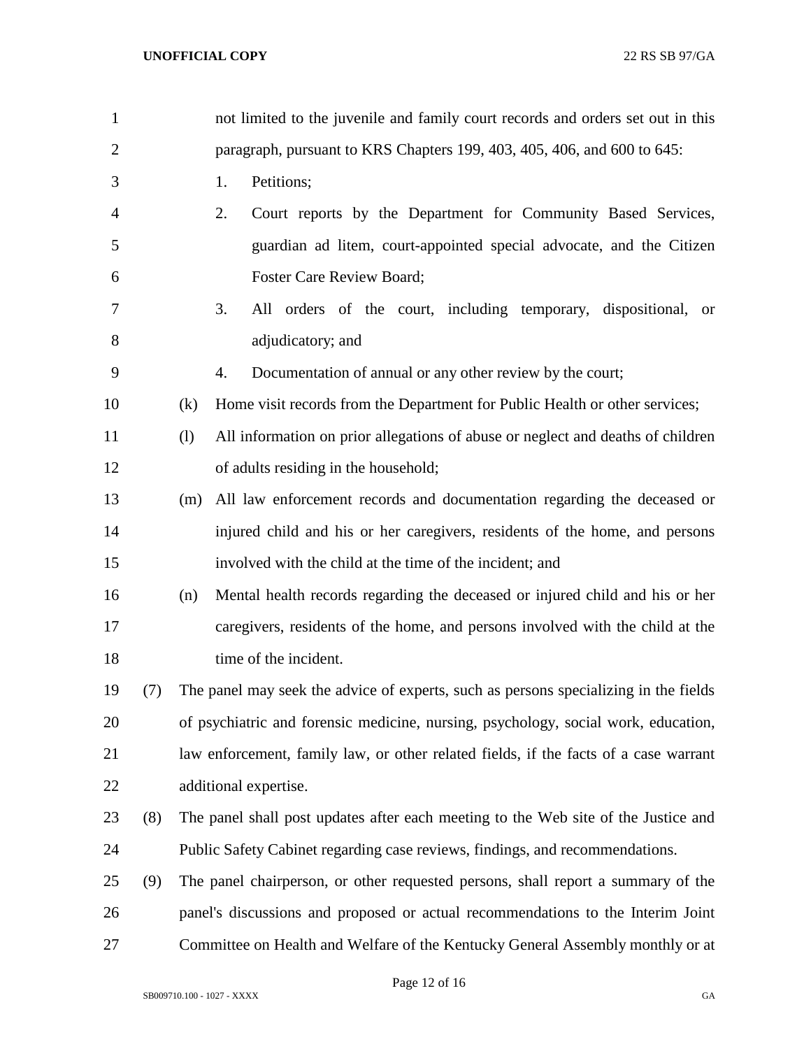not limited to the juvenile and family court records and orders set out in this paragraph, pursuant to KRS Chapters 199, 403, 405, 406, and 600 to 645:

1. Petitions;
2. Court reports by the Department for Community Based Services, guardian ad litem, court-appointed special advocate, and the Citizen Foster Care Review Board;
3. All orders of the court, including temporary, dispositional, or adjudicatory; and
4. Documentation of annual or any other review by the court;

(k) Home visit records from the Department for Public Health or other services;

(l) All information on prior allegations of abuse or neglect and deaths of children of adults residing in the household;

(m) All law enforcement records and documentation regarding the deceased or injured child and his or her caregivers, residents of the home, and persons involved with the child at the time of the incident; and

(n) Mental health records regarding the deceased or injured child and his or her caregivers, residents of the home, and persons involved with the child at the time of the incident.

(7) The panel may seek the advice of experts, such as persons specializing in the fields of psychiatric and forensic medicine, nursing, psychology, social work, education, law enforcement, family law, or other related fields, if the facts of a case warrant additional expertise.

(8) The panel shall post updates after each meeting to the Web site of the Justice and Public Safety Cabinet regarding case reviews, findings, and recommendations.

(9) The panel chairperson, or other requested persons, shall report a summary of the panel's discussions and proposed or actual recommendations to the Interim Joint Committee on Health and Welfare of the Kentucky General Assembly monthly or at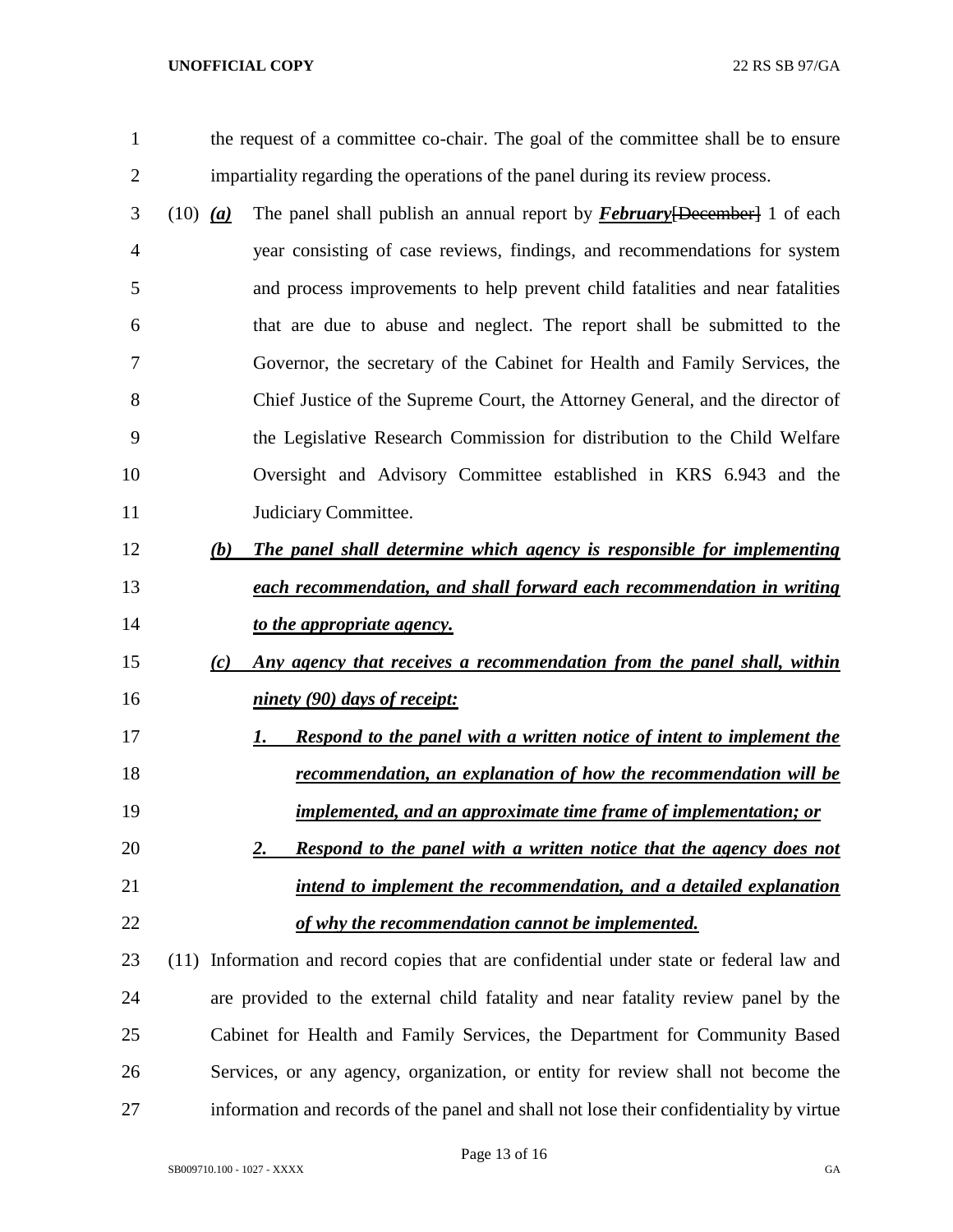the request of a committee co-chair. The goal of the committee shall be to ensure impartiality regarding the operations of the panel during its review process.

(10) ***(a)*** The panel shall publish an annual report by ***February***~~[December]~~ 1 of each year consisting of case reviews, findings, and recommendations for system and process improvements to help prevent child fatalities and near fatalities that are due to abuse and neglect. The report shall be submitted to the Governor, the secretary of the Cabinet for Health and Family Services, the Chief Justice of the Supreme Court, the Attorney General, and the director of the Legislative Research Commission for distribution to the Child Welfare Oversight and Advisory Committee established in KRS 6.943 and the Judiciary Committee.

***(b)*** ***The panel shall determine which agency is responsible for implementing each recommendation, and shall forward each recommendation in writing to the appropriate agency.***

***(c)*** ***Any agency that receives a recommendation from the panel shall, within ninety (90) days of receipt:***

***1.*** ***Respond to the panel with a written notice of intent to implement the recommendation, an explanation of how the recommendation will be implemented, and an approximate time frame of implementation; or***

***2.*** ***Respond to the panel with a written notice that the agency does not intend to implement the recommendation, and a detailed explanation of why the recommendation cannot be implemented.***

(11) Information and record copies that are confidential under state or federal law and are provided to the external child fatality and near fatality review panel by the Cabinet for Health and Family Services, the Department for Community Based Services, or any agency, organization, or entity for review shall not become the information and records of the panel and shall not lose their confidentiality by virtue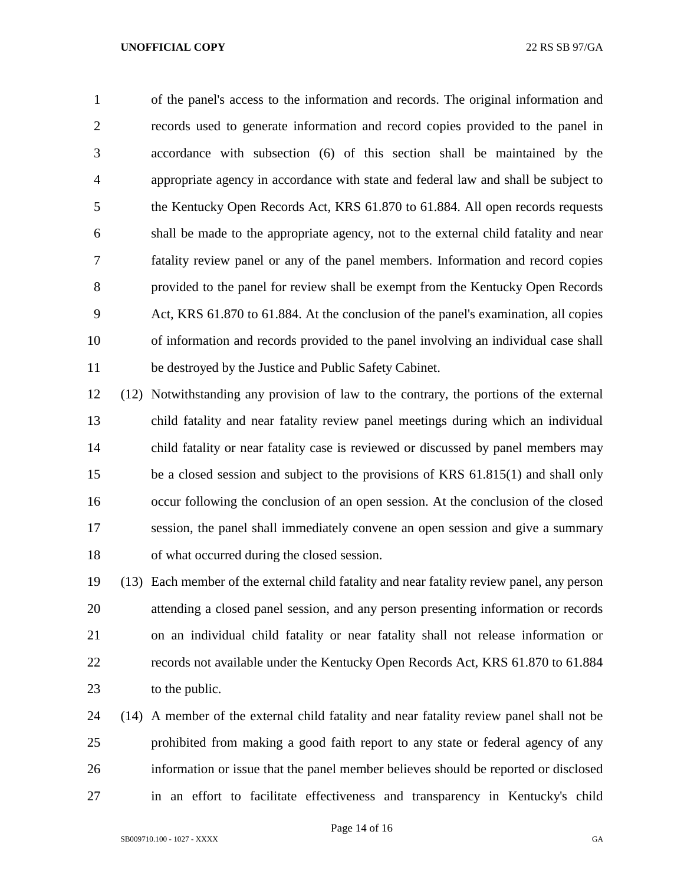of the panel's access to the information and records. The original information and records used to generate information and record copies provided to the panel in accordance with subsection (6) of this section shall be maintained by the appropriate agency in accordance with state and federal law and shall be subject to the Kentucky Open Records Act, KRS 61.870 to 61.884. All open records requests shall be made to the appropriate agency, not to the external child fatality and near fatality review panel or any of the panel members. Information and record copies provided to the panel for review shall be exempt from the Kentucky Open Records Act, KRS 61.870 to 61.884. At the conclusion of the panel's examination, all copies of information and records provided to the panel involving an individual case shall be destroyed by the Justice and Public Safety Cabinet.

(12) Notwithstanding any provision of law to the contrary, the portions of the external child fatality and near fatality review panel meetings during which an individual child fatality or near fatality case is reviewed or discussed by panel members may be a closed session and subject to the provisions of KRS 61.815(1) and shall only occur following the conclusion of an open session. At the conclusion of the closed session, the panel shall immediately convene an open session and give a summary of what occurred during the closed session.

(13) Each member of the external child fatality and near fatality review panel, any person attending a closed panel session, and any person presenting information or records on an individual child fatality or near fatality shall not release information or records not available under the Kentucky Open Records Act, KRS 61.870 to 61.884 to the public.

(14) A member of the external child fatality and near fatality review panel shall not be prohibited from making a good faith report to any state or federal agency of any information or issue that the panel member believes should be reported or disclosed in an effort to facilitate effectiveness and transparency in Kentucky's child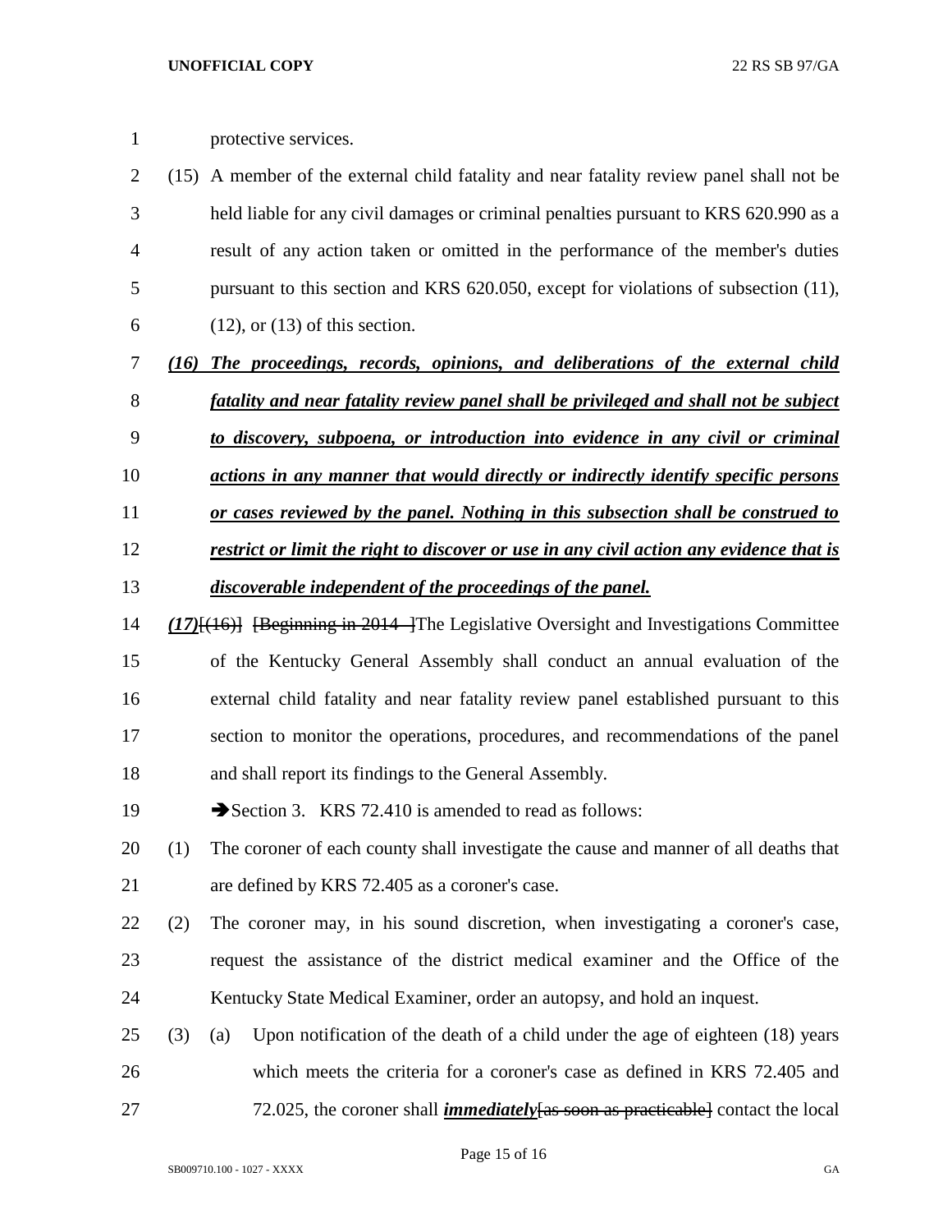protective services.

(15) A member of the external child fatality and near fatality review panel shall not be held liable for any civil damages or criminal penalties pursuant to KRS 620.990 as a result of any action taken or omitted in the performance of the member's duties pursuant to this section and KRS 620.050, except for violations of subsection (11), (12), or (13) of this section.

***(16) The proceedings, records, opinions, and deliberations of the external child fatality and near fatality review panel shall be privileged and shall not be subject to discovery, subpoena, or introduction into evidence in any civil or criminal actions in any manner that would directly or indirectly identify specific persons or cases reviewed by the panel. Nothing in this subsection shall be construed to restrict or limit the right to discover or use in any civil action any evidence that is discoverable independent of the proceedings of the panel.***

***(17)***[(16)] [Beginning in 2014, ]The Legislative Oversight and Investigations Committee of the Kentucky General Assembly shall conduct an annual evaluation of the external child fatality and near fatality review panel established pursuant to this section to monitor the operations, procedures, and recommendations of the panel and shall report its findings to the General Assembly.

➔Section 3. KRS 72.410 is amended to read as follows:

(1) The coroner of each county shall investigate the cause and manner of all deaths that are defined by KRS 72.405 as a coroner's case.

(2) The coroner may, in his sound discretion, when investigating a coroner's case, request the assistance of the district medical examiner and the Office of the Kentucky State Medical Examiner, order an autopsy, and hold an inquest.

(3) (a) Upon notification of the death of a child under the age of eighteen (18) years which meets the criteria for a coroner's case as defined in KRS 72.405 and 72.025, the coroner shall ***immediately***[as soon as practicable] contact the local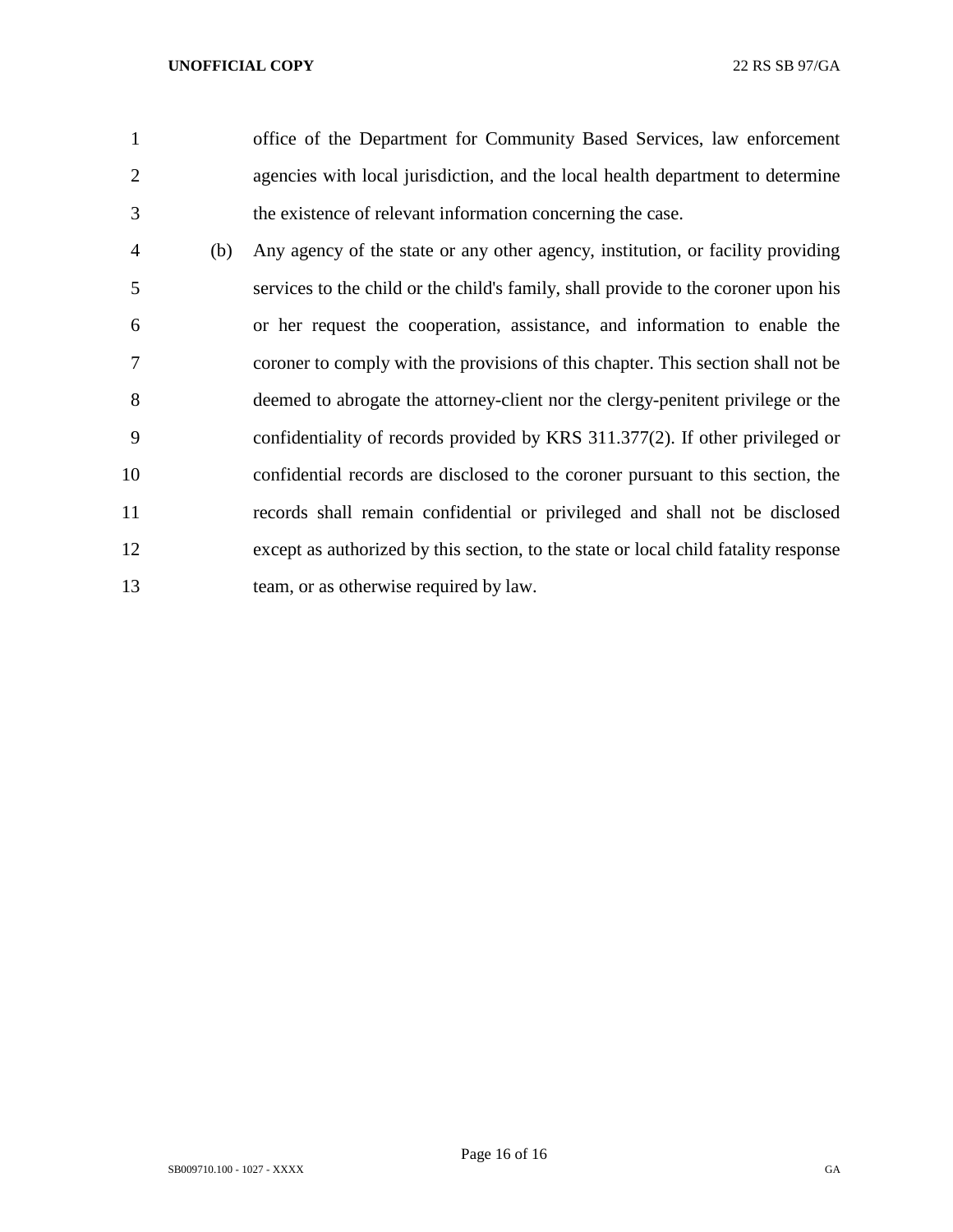office of the Department for Community Based Services, law enforcement agencies with local jurisdiction, and the local health department to determine the existence of relevant information concerning the case.

(b) Any agency of the state or any other agency, institution, or facility providing services to the child or the child's family, shall provide to the coroner upon his or her request the cooperation, assistance, and information to enable the coroner to comply with the provisions of this chapter. This section shall not be deemed to abrogate the attorney-client nor the clergy-penitent privilege or the confidentiality of records provided by KRS 311.377(2). If other privileged or confidential records are disclosed to the coroner pursuant to this section, the records shall remain confidential or privileged and shall not be disclosed except as authorized by this section, to the state or local child fatality response team, or as otherwise required by law.